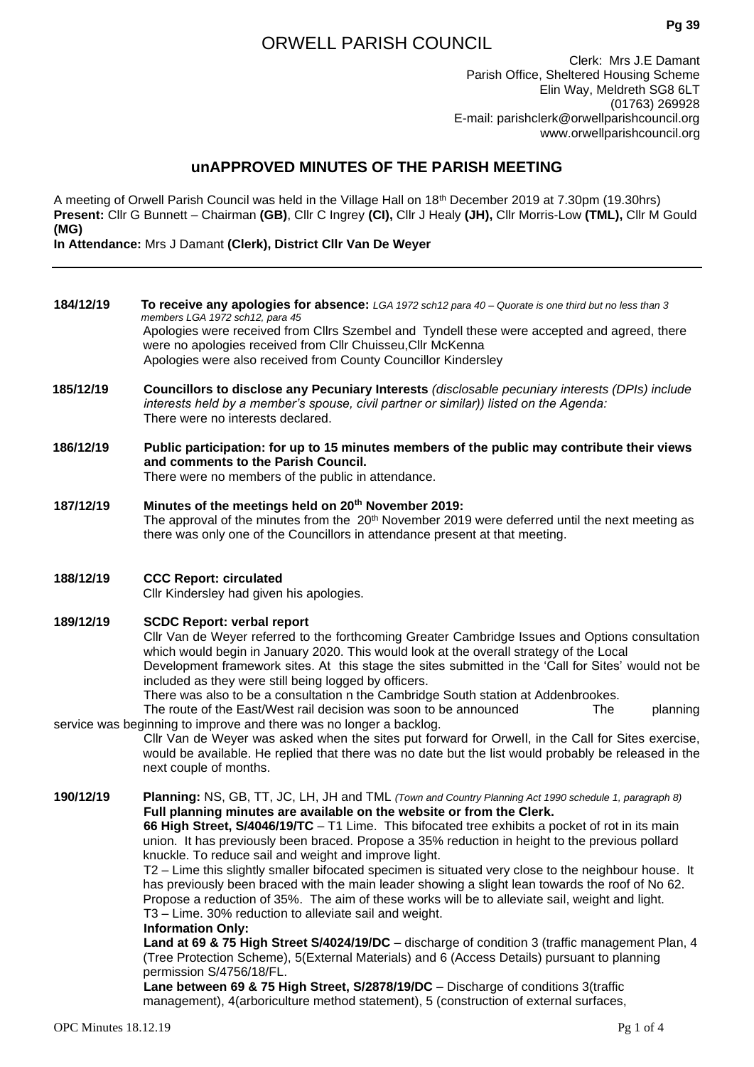# ORWELL PARISH COUNCIL

Clerk: Mrs J.E Damant
Parish Office, Sheltered Housing Scheme
Elin Way, Meldreth SG8 6LT
(01763) 269928
E-mail: parishclerk@orwellparishcouncil.org
www.orwellparishcouncil.org

## unAPPROVED MINUTES OF THE PARISH MEETING

A meeting of Orwell Parish Council was held in the Village Hall on 18th December 2019 at 7.30pm (19.30hrs)
**Present:** Cllr G Bunnett – Chairman **(GB)**, Cllr C Ingrey **(CI),** Cllr J Healy **(JH),** Cllr Morris-Low **(TML),** Cllr M Gould **(MG)**
**In Attendance:** Mrs J Damant **(Clerk), District Cllr Van De Weyer**

---

**184/12/19** **To receive any apologies for absence:** *LGA 1972 sch12 para 40 – Quorate is one third but no less than 3 members LGA 1972 sch12, para 45*
Apologies were received from Cllrs Szembel and Tyndell these were accepted and agreed, there were no apologies received from Cllr Chuisseu,Cllr McKenna
Apologies were also received from County Councillor Kindersley

**185/12/19** **Councillors to disclose any Pecuniary Interests** *(disclosable pecuniary interests (DPIs) include interests held by a member's spouse, civil partner or similar)) listed on the Agenda:*
There were no interests declared.

**186/12/19** **Public participation: for up to 15 minutes members of the public may contribute their views and comments to the Parish Council.**
There were no members of the public in attendance.

**187/12/19** **Minutes of the meetings held on 20th November 2019:**
The approval of the minutes from the 20th November 2019 were deferred until the next meeting as there was only one of the Councillors in attendance present at that meeting.

**188/12/19** **CCC Report: circulated**
Cllr Kindersley had given his apologies.

**189/12/19** **SCDC Report: verbal report**
Cllr Van de Weyer referred to the forthcoming Greater Cambridge Issues and Options consultation which would begin in January 2020. This would look at the overall strategy of the Local Development framework sites. At this stage the sites submitted in the 'Call for Sites' would not be included as they were still being logged by officers.
There was also to be a consultation n the Cambridge South station at Addenbrookes.
The route of the East/West rail decision was soon to be announced The planning service was beginning to improve and there was no longer a backlog.
Cllr Van de Weyer was asked when the sites put forward for Orwell, in the Call for Sites exercise, would be available. He replied that there was no date but the list would probably be released in the next couple of months.

**190/12/19** **Planning:** NS, GB, TT, JC, LH, JH and TML *(Town and Country Planning Act 1990 schedule 1, paragraph 8)*
**Full planning minutes are available on the website or from the Clerk.**
**66 High Street, S/4046/19/TC** – T1 Lime. This bifocated tree exhibits a pocket of rot in its main union. It has previously been braced. Propose a 35% reduction in height to the previous pollard knuckle. To reduce sail and weight and improve light.
T2 – Lime this slightly smaller bifocated specimen is situated very close to the neighbour house. It has previously been braced with the main leader showing a slight lean towards the roof of No 62. Propose a reduction of 35%. The aim of these works will be to alleviate sail, weight and light.
T3 – Lime. 30% reduction to alleviate sail and weight.
**Information Only:**
**Land at 69 & 75 High Street S/4024/19/DC** – discharge of condition 3 (traffic management Plan, 4 (Tree Protection Scheme), 5(External Materials) and 6 (Access Details) pursuant to planning permission S/4756/18/FL.
**Lane between 69 & 75 High Street, S/2878/19/DC** – Discharge of conditions 3(traffic management), 4(arboriculture method statement), 5 (construction of external surfaces,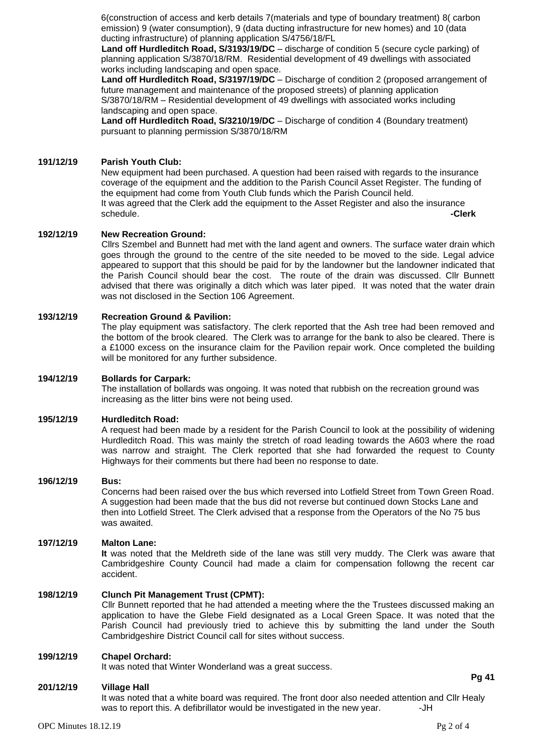6(construction of access and kerb details 7(materials and type of boundary treatment) 8( carbon emission) 9 (water consumption), 9 (data ducting infrastructure for new homes) and 10 (data ducting infrastructure) of planning application S/4756/18/FL

**Land off Hurdleditch Road, S/3193/19/DC** – discharge of condition 5 (secure cycle parking) of planning application S/3870/18/RM. Residential development of 49 dwellings with associated works including landscaping and open space.

**Land off Hurdleditch Road, S/3197/19/DC** – Discharge of condition 2 (proposed arrangement of future management and maintenance of the proposed streets) of planning application S/3870/18/RM – Residential development of 49 dwellings with associated works including landscaping and open space.

**Land off Hurdleditch Road, S/3210/19/DC** – Discharge of condition 4 (Boundary treatment) pursuant to planning permission S/3870/18/RM

**191/12/19 Parish Youth Club:**

New equipment had been purchased. A question had been raised with regards to the insurance coverage of the equipment and the addition to the Parish Council Asset Register. The funding of the equipment had come from Youth Club funds which the Parish Council held. It was agreed that the Clerk add the equipment to the Asset Register and also the insurance schedule. **-Clerk**

**192/12/19 New Recreation Ground:**

Cllrs Szembel and Bunnett had met with the land agent and owners. The surface water drain which goes through the ground to the centre of the site needed to be moved to the side. Legal advice appeared to support that this should be paid for by the landowner but the landowner indicated that the Parish Council should bear the cost. The route of the drain was discussed. Cllr Bunnett advised that there was originally a ditch which was later piped. It was noted that the water drain was not disclosed in the Section 106 Agreement.

**193/12/19 Recreation Ground & Pavilion:**

The play equipment was satisfactory. The clerk reported that the Ash tree had been removed and the bottom of the brook cleared. The Clerk was to arrange for the bank to also be cleared. There is a £1000 excess on the insurance claim for the Pavilion repair work. Once completed the building will be monitored for any further subsidence.

**194/12/19 Bollards for Carpark:**

The installation of bollards was ongoing. It was noted that rubbish on the recreation ground was increasing as the litter bins were not being used.

**195/12/19 Hurdleditch Road:**

A request had been made by a resident for the Parish Council to look at the possibility of widening Hurdleditch Road. This was mainly the stretch of road leading towards the A603 where the road was narrow and straight. The Clerk reported that she had forwarded the request to County Highways for their comments but there had been no response to date.

**196/12/19 Bus:**

Concerns had been raised over the bus which reversed into Lotfield Street from Town Green Road. A suggestion had been made that the bus did not reverse but continued down Stocks Lane and then into Lotfield Street. The Clerk advised that a response from the Operators of the No 75 bus was awaited.

**197/12/19 Malton Lane:**

**It** was noted that the Meldreth side of the lane was still very muddy. The Clerk was aware that Cambridgeshire County Council had made a claim for compensation followng the recent car accident.

**198/12/19 Clunch Pit Management Trust (CPMT):**

Cllr Bunnett reported that he had attended a meeting where the the Trustees discussed making an application to have the Glebe Field designated as a Local Green Space. It was noted that the Parish Council had previously tried to achieve this by submitting the land under the South Cambridgeshire District Council call for sites without success.

**199/12/19 Chapel Orchard:**

It was noted that Winter Wonderland was a great success.

**Pg 41**

**201/12/19 Village Hall**

It was noted that a white board was required. The front door also needed attention and Cllr Healy was to report this. A defibrillator would be investigated in the new year. -JH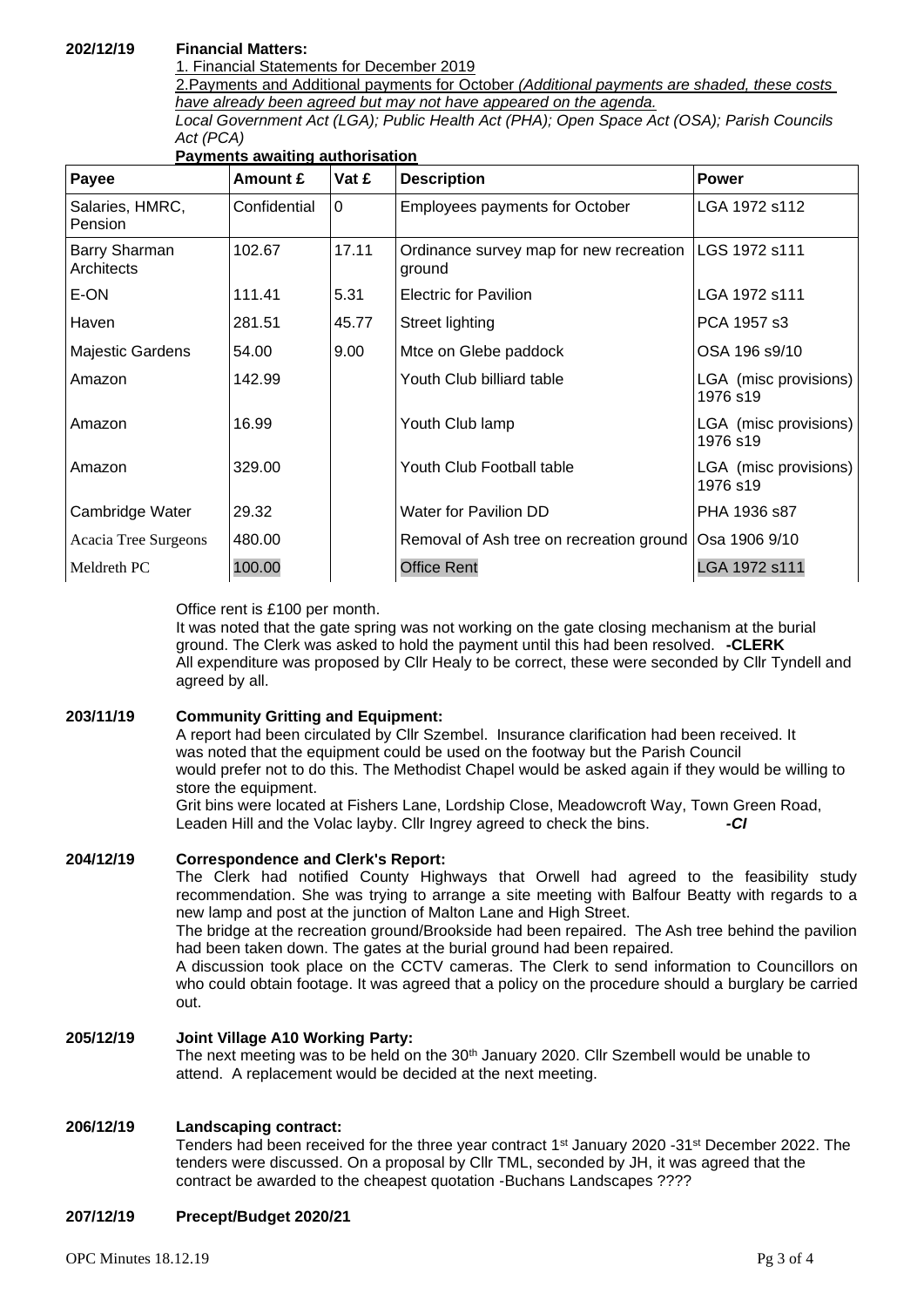**202/12/19 Financial Matters:**

1. Financial Statements for December 2019

2. Payments and Additional payments for October *(Additional payments are shaded, these costs have already been agreed but may not have appeared on the agenda.*

*Local Government Act (LGA); Public Health Act (PHA); Open Space Act (OSA); Parish Councils Act (PCA)*

**Payments awaiting authorisation**

| Payee | Amount £ | Vat £ | Description | Power |
|---|---|---|---|---|
| Salaries, HMRC, Pension | Confidential | 0 | Employees payments for October | LGA 1972 s112 |
| Barry Sharman Architects | 102.67 | 17.11 | Ordinance survey map for new recreation ground | LGS 1972 s111 |
| E-ON | 111.41 | 5.31 | Electric for Pavilion | LGA 1972 s111 |
| Haven | 281.51 | 45.77 | Street lighting | PCA 1957 s3 |
| Majestic Gardens | 54.00 | 9.00 | Mtce on Glebe paddock | OSA 196 s9/10 |
| Amazon | 142.99 | | Youth Club billiard table | LGA (misc provisions) 1976 s19 |
| Amazon | 16.99 | | Youth Club lamp | LGA (misc provisions) 1976 s19 |
| Amazon | 329.00 | | Youth Club Football table | LGA (misc provisions) 1976 s19 |
| Cambridge Water | 29.32 | | Water for Pavilion DD | PHA 1936 s87 |
| Acacia Tree Surgeons | 480.00 | | Removal of Ash tree on recreation ground | Osa 1906 9/10 |
| Meldreth PC | 100.00 | | Office Rent | LGA 1972 s111 |

Office rent is £100 per month.
It was noted that the gate spring was not working on the gate closing mechanism at the burial ground. The Clerk was asked to hold the payment until this had been resolved. **-CLERK**
All expenditure was proposed by Cllr Healy to be correct, these were seconded by Cllr Tyndell and agreed by all.

**203/11/19 Community Gritting and Equipment:**

A report had been circulated by Cllr Szembel. Insurance clarification had been received. It was noted that the equipment could be used on the footway but the Parish Council would prefer not to do this. The Methodist Chapel would be asked again if they would be willing to store the equipment.
Grit bins were located at Fishers Lane, Lordship Close, Meadowcroft Way, Town Green Road, Leaden Hill and the Volac layby. Cllr Ingrey agreed to check the bins. ***-CI***

**204/12/19 Correspondence and Clerk's Report:**

The Clerk had notified County Highways that Orwell had agreed to the feasibility study recommendation. She was trying to arrange a site meeting with Balfour Beatty with regards to a new lamp and post at the junction of Malton Lane and High Street.
The bridge at the recreation ground/Brookside had been repaired. The Ash tree behind the pavilion had been taken down. The gates at the burial ground had been repaired.
A discussion took place on the CCTV cameras. The Clerk to send information to Councillors on who could obtain footage. It was agreed that a policy on the procedure should a burglary be carried out.

**205/12/19 Joint Village A10 Working Party:**

The next meeting was to be held on the 30th January 2020. Cllr Szembell would be unable to attend. A replacement would be decided at the next meeting.

**206/12/19 Landscaping contract:**

Tenders had been received for the three year contract 1st January 2020 -31st December 2022. The tenders were discussed. On a proposal by Cllr TML, seconded by JH, it was agreed that the contract be awarded to the cheapest quotation -Buchans Landscapes ????

**207/12/19 Precept/Budget 2020/21**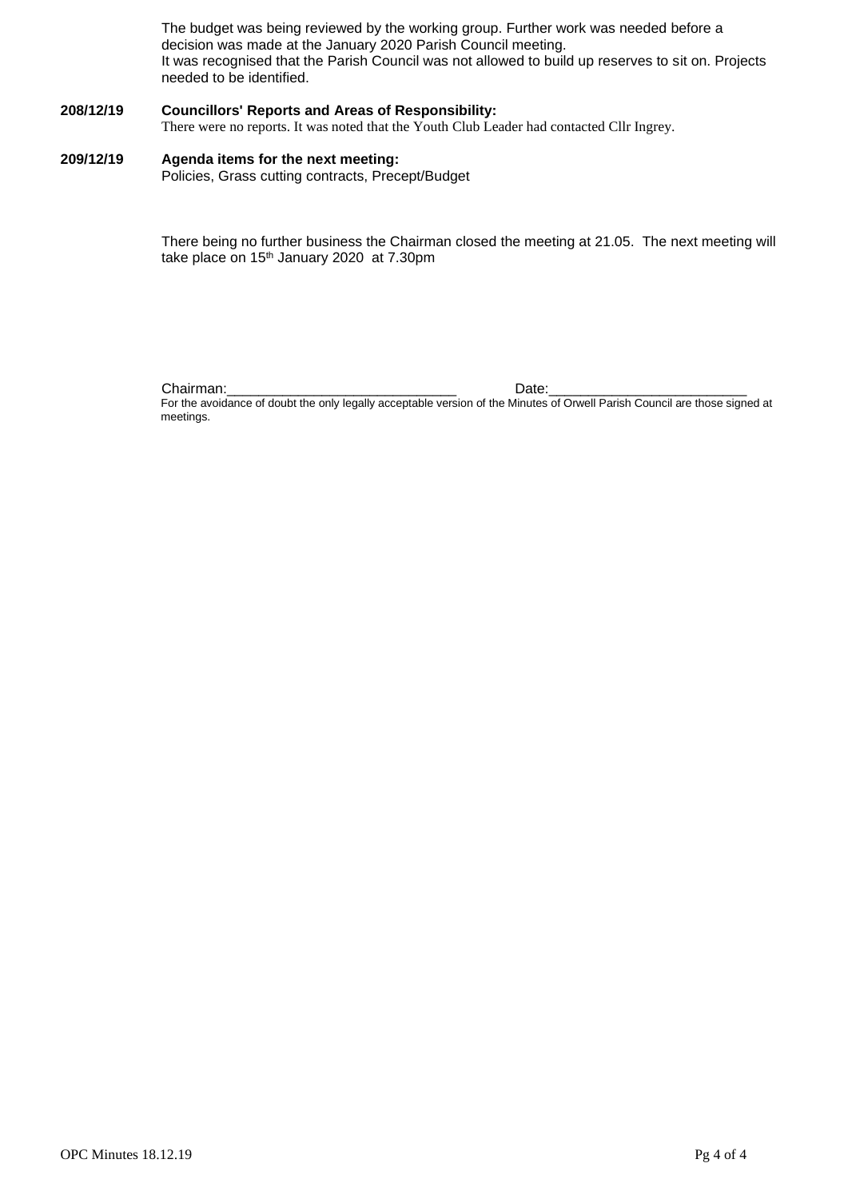The budget was being reviewed by the working group. Further work was needed before a decision was made at the January 2020 Parish Council meeting.
It was recognised that the Parish Council was not allowed to build up reserves to sit on. Projects needed to be identified.

**208/12/19 Councillors' Reports and Areas of Responsibility:**

There were no reports. It was noted that the Youth Club Leader had contacted Cllr Ingrey.

**209/12/19 Agenda items for the next meeting:**

Policies, Grass cutting contracts, Precept/Budget

There being no further business the Chairman closed the meeting at 21.05. The next meeting will take place on 15th January 2020 at 7.30pm

Chairman:______________________________ Date:__________________________

For the avoidance of doubt the only legally acceptable version of the Minutes of Orwell Parish Council are those signed at meetings.